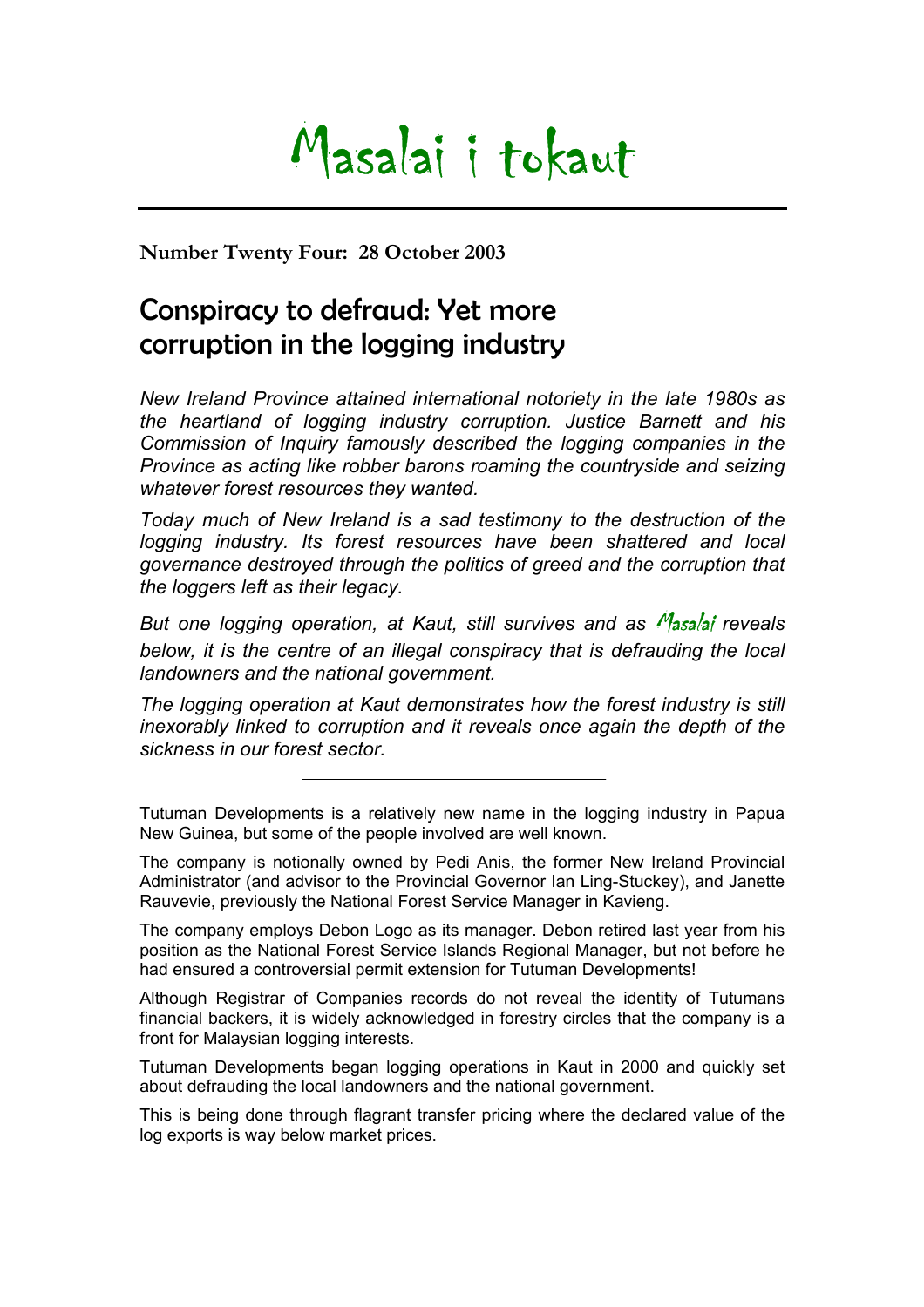# Masalai i tokaut

**Number Twenty Four: 28 October 2003**

## Conspiracy to defraud: Yet more corruption in the logging industry

*New Ireland Province attained international notoriety in the late 1980s as the heartland of logging industry corruption. Justice Barnett and his Commission of Inquiry famously described the logging companies in the Province as acting like robber barons roaming the countryside and seizing whatever forest resources they wanted.*

*Today much of New Ireland is a sad testimony to the destruction of the logging industry. Its forest resources have been shattered and local governance destroyed through the politics of greed and the corruption that the loggers left as their legacy.*

*But one logging operation, at Kaut, still survives and as Masalai reveals below, it is the centre of an illegal conspiracy that is defrauding the local landowners and the national government.*

*The logging operation at Kaut demonstrates how the forest industry is still inexorably linked to corruption and it reveals once again the depth of the sickness in our forest sector.*

---

Tutuman Developments is a relatively new name in the logging industry in Papua New Guinea, but some of the people involved are well known.

The company is notionally owned by Pedi Anis, the former New Ireland Provincial Administrator (and advisor to the Provincial Governor Ian Ling-Stuckey), and Janette Rauvevie, previously the National Forest Service Manager in Kavieng.

The company employs Debon Logo as its manager. Debon retired last year from his position as the National Forest Service Islands Regional Manager, but not before he had ensured a controversial permit extension for Tutuman Developments!

Although Registrar of Companies records do not reveal the identity of Tutumans financial backers, it is widely acknowledged in forestry circles that the company is a front for Malaysian logging interests.

Tutuman Developments began logging operations in Kaut in 2000 and quickly set about defrauding the local landowners and the national government.

This is being done through flagrant transfer pricing where the declared value of the log exports is way below market prices.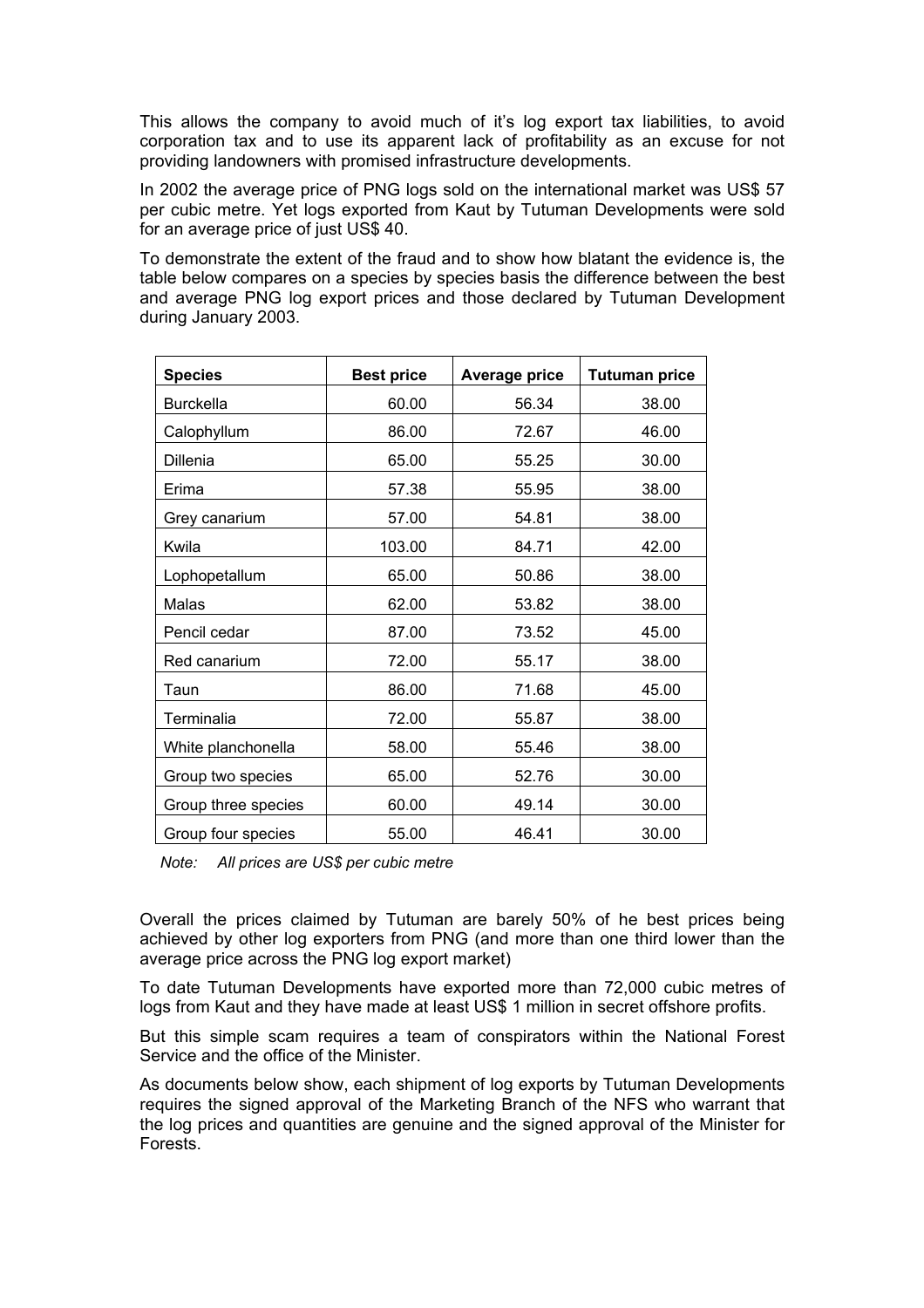This allows the company to avoid much of it's log export tax liabilities, to avoid corporation tax and to use its apparent lack of profitability as an excuse for not providing landowners with promised infrastructure developments.

In 2002 the average price of PNG logs sold on the international market was US$ 57 per cubic metre. Yet logs exported from Kaut by Tutuman Developments were sold for an average price of just US$ 40.

To demonstrate the extent of the fraud and to show how blatant the evidence is, the table below compares on a species by species basis the difference between the best and average PNG log export prices and those declared by Tutuman Development during January 2003.

| Species | Best price | Average price | Tutuman price |
|---|---|---|---|
| Burckella | 60.00 | 56.34 | 38.00 |
| Calophyllum | 86.00 | 72.67 | 46.00 |
| Dillenia | 65.00 | 55.25 | 30.00 |
| Erima | 57.38 | 55.95 | 38.00 |
| Grey canarium | 57.00 | 54.81 | 38.00 |
| Kwila | 103.00 | 84.71 | 42.00 |
| Lophopetallum | 65.00 | 50.86 | 38.00 |
| Malas | 62.00 | 53.82 | 38.00 |
| Pencil cedar | 87.00 | 73.52 | 45.00 |
| Red canarium | 72.00 | 55.17 | 38.00 |
| Taun | 86.00 | 71.68 | 45.00 |
| Terminalia | 72.00 | 55.87 | 38.00 |
| White planchonella | 58.00 | 55.46 | 38.00 |
| Group two species | 65.00 | 52.76 | 30.00 |
| Group three species | 60.00 | 49.14 | 30.00 |
| Group four species | 55.00 | 46.41 | 30.00 |

*Note: All prices are US$ per cubic metre*

Overall the prices claimed by Tutuman are barely 50% of he best prices being achieved by other log exporters from PNG (and more than one third lower than the average price across the PNG log export market)

To date Tutuman Developments have exported more than 72,000 cubic metres of logs from Kaut and they have made at least US$ 1 million in secret offshore profits.

But this simple scam requires a team of conspirators within the National Forest Service and the office of the Minister.

As documents below show, each shipment of log exports by Tutuman Developments requires the signed approval of the Marketing Branch of the NFS who warrant that the log prices and quantities are genuine and the signed approval of the Minister for Forests.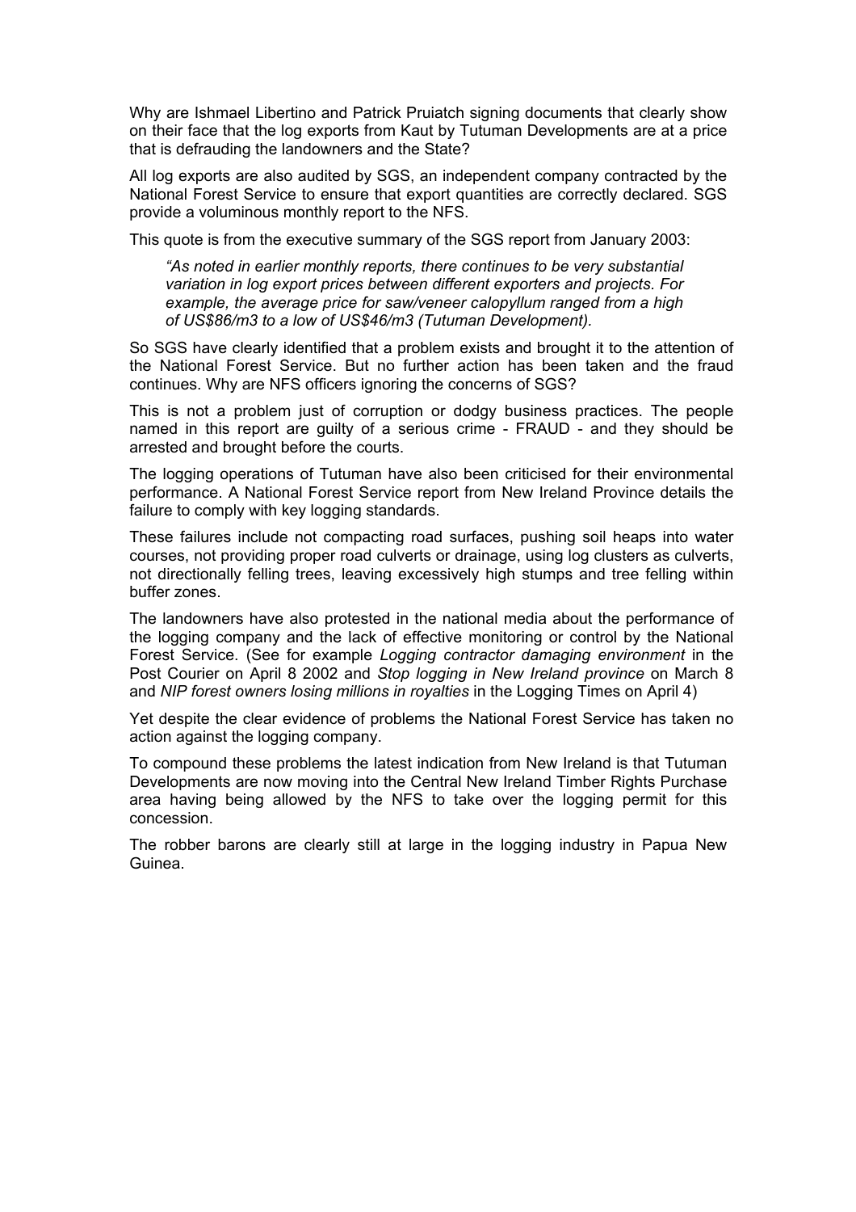Why are Ishmael Libertino and Patrick Pruiatch signing documents that clearly show on their face that the log exports from Kaut by Tutuman Developments are at a price that is defrauding the landowners and the State?

All log exports are also audited by SGS, an independent company contracted by the National Forest Service to ensure that export quantities are correctly declared. SGS provide a voluminous monthly report to the NFS.

This quote is from the executive summary of the SGS report from January 2003:

> *"As noted in earlier monthly reports, there continues to be very substantial variation in log export prices between different exporters and projects. For example, the average price for saw/veneer calopyllum ranged from a high of US$86/m3 to a low of US$46/m3 (Tutuman Development).*

So SGS have clearly identified that a problem exists and brought it to the attention of the National Forest Service. But no further action has been taken and the fraud continues. Why are NFS officers ignoring the concerns of SGS?

This is not a problem just of corruption or dodgy business practices. The people named in this report are guilty of a serious crime - FRAUD - and they should be arrested and brought before the courts.

The logging operations of Tutuman have also been criticised for their environmental performance. A National Forest Service report from New Ireland Province details the failure to comply with key logging standards.

These failures include not compacting road surfaces, pushing soil heaps into water courses, not providing proper road culverts or drainage, using log clusters as culverts, not directionally felling trees, leaving excessively high stumps and tree felling within buffer zones.

The landowners have also protested in the national media about the performance of the logging company and the lack of effective monitoring or control by the National Forest Service. (See for example *Logging contractor damaging environment* in the Post Courier on April 8 2002 and *Stop logging in New Ireland province* on March 8 and *NIP forest owners losing millions in royalties* in the Logging Times on April 4)

Yet despite the clear evidence of problems the National Forest Service has taken no action against the logging company.

To compound these problems the latest indication from New Ireland is that Tutuman Developments are now moving into the Central New Ireland Timber Rights Purchase area having being allowed by the NFS to take over the logging permit for this concession.

The robber barons are clearly still at large in the logging industry in Papua New Guinea.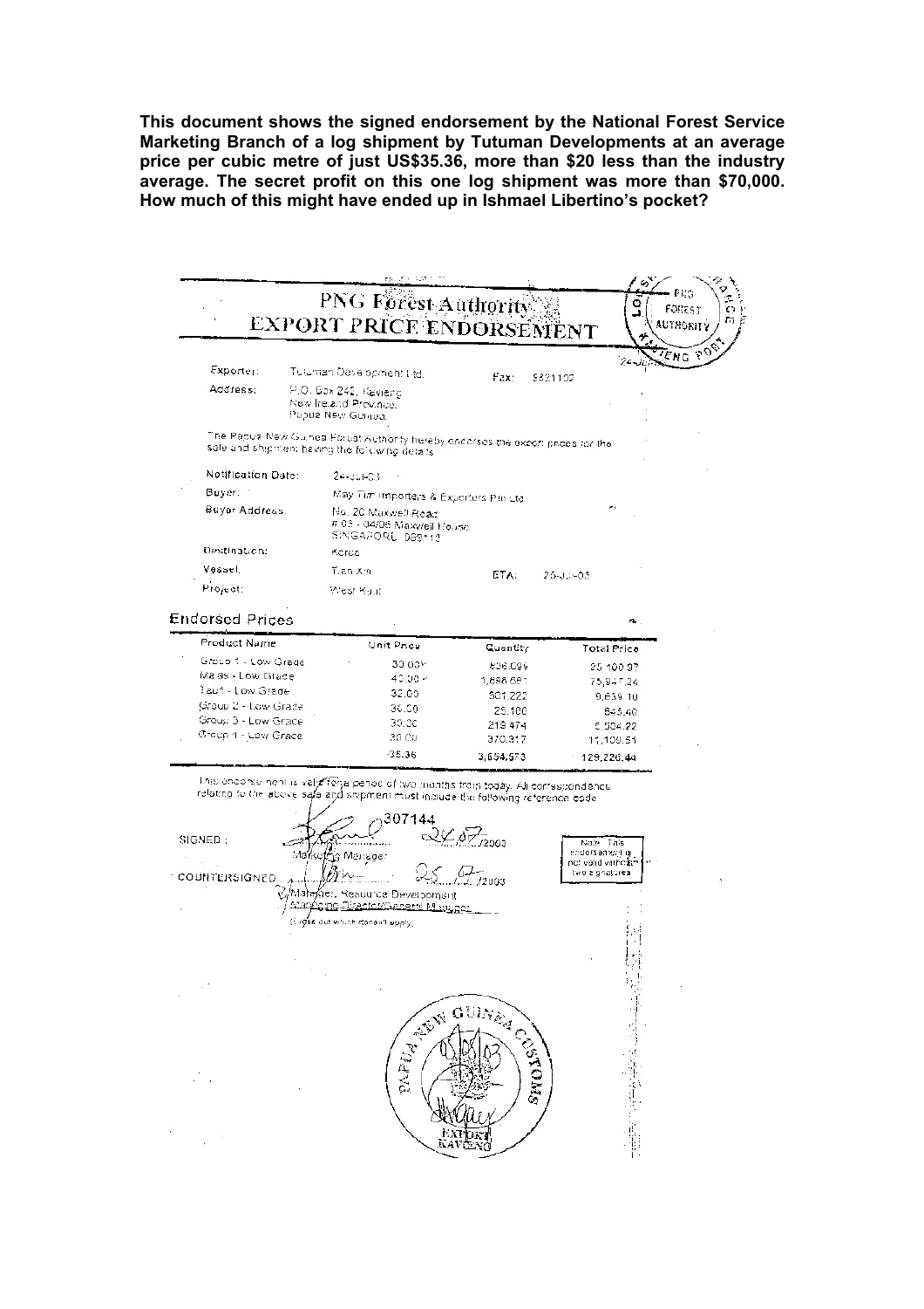**This document shows the signed endorsement by the National Forest Service Marketing Branch of a log shipment by Tutuman Developments at an average price per cubic metre of just US$35.36, more than $20 less than the industry average. The secret profit on this one log shipment was more than $70,000. How much of this might have ended up in Ishmael Libertino's pocket?**

PNG Forest Authority

# EXPORT PRICE ENDORSEMENT

PNG FOREST AUTHORITY — KAVIENG PORT — 24-JUL

| | | | |
|---|---|---|---|
| Exporter: | Tutuman Development Ltd. | Fax: | 9821102 |
| Address: | P.O. Box 242, Kavieng<br>New Ireland Province,<br>Papua New Guinea. | | |

The Papua New Guinea Forest Authority hereby endorses the export prices for the sale and shipment having the following details

| | | | |
|---|---|---|---|
| Notification Date: | 24-Jul-03 | | |
| Buyer: | May Tim Importers & Exporters Pte Ltd | | |
| Buyer Address: | No. 20 Maxwell Road<br># 03 - 04/06 Maxwell House<br>SINGAPORE 069113 | | |
| Destination: | Korea | | |
| Vessel: | Tian Xin | ETA: | 25-Jul-03 |
| Project: | West Kaut | | |

## Endorsed Prices

| Product Name | Unit Price | Quantity | Total Price |
|---|---|---|---|
| Group 1 - Low Grade | 30.00 | 836.099 | 25,100.97 |
| Malas - Low Grade | 40.00 | 1,898.681 | 75,947.24 |
| Taun - Low Grade | 32.00 | 301.222 | 9,639.10 |
| Group 2 - Low Grade | 30.00 | 25.100 | 845.40 |
| Group 3 - Low Grade | 30.00 | 219.474 | 6,584.22 |
| Group 4 - Low Grade | 30.00 | 370.317 | 11,109.51 |
| | 35.36 | 3,654.573 | 129,226.44 |

This endorsement is valid for a period of two months from today. All correspondence relating to the above sale and shipment must include the following reference code

307144

SIGNED: ............ 24/07/2003
Marketing Manager

COUNTERSIGNED ............ 25/07/2003
Manager, Resource Development
~~Managing Director/General Manager~~
(Cross out which doesn't apply)

Note: This endorsement is not valid without two signatures

PAPUA NEW GUINEA CUSTOMS — 05/08/03 — EXPORT KAVIENG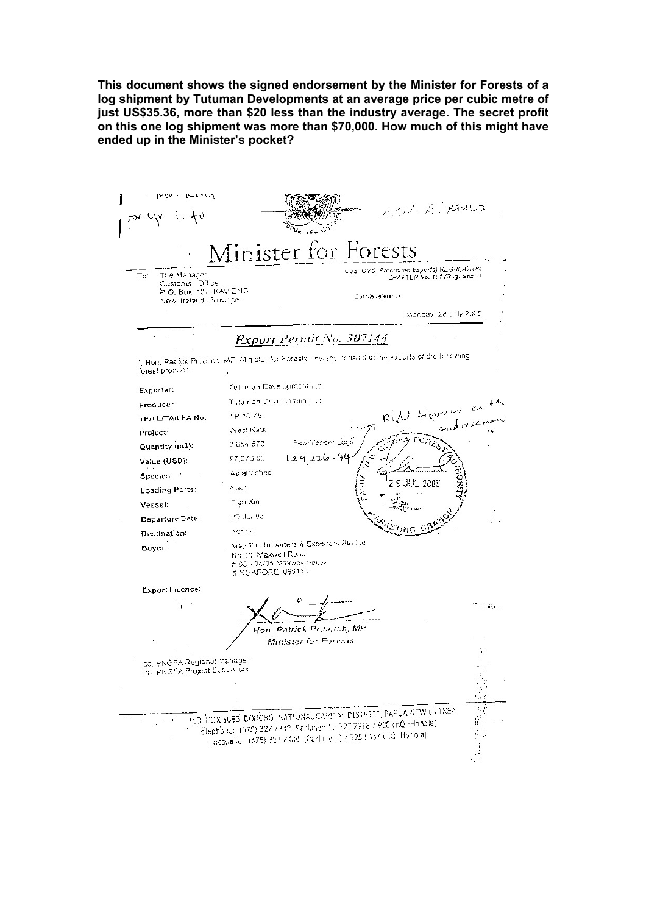**This document shows the signed endorsement by the Minister for Forests of a log shipment by Tutuman Developments at an average price per cubic metre of just US$35.36, more than $20 less than the industry average. The secret profit on this one log shipment was more than $70,000. How much of this might have ended up in the Minister's pocket?**

Mr. Ken  
For yr info

ATTN. A. PAULS

# Minister for Forests

To: The Manager  
Customs Office  
P.O. Box 137, KAVIENG  
New Ireland Province.

CUSTOMS (Prohibited Exports) REGULATION CHAPTER No. 101 (Regs. Sec. )

Our reference:

Monday, 28 July 2003

## *Export Permit No. 307144*

I, Hon. Patrick Pruaitch, MP, Minister for Forests, hereby consent to the exports of the following forest produce.

| | |
|---|---|
| **Exporter:** | Tutuman Development Ltd |
| **Producer:** | Tutuman Development Ltd |
| **TP/TLTA/LFA No.** | TP-10-45 |
| **Project:** | West Kaut |
| **Quantity (m3):** | 2,654.573 Saw-Veneer Logs |
| **Value (USD):** | 97,076.00 129,226.44 |
| **Species:** | As attached |
| **Loading Ports:** | Kaut |
| **Vessel:** | Tian Xin |
| **Departure Date:** | 25-Jul-03 |
| **Destination:** | Korea |
| **Buyer:** | May Tum Importers & Exporters Pte Ltd<br>No. 20 Maxwell Road<br># 03 - 04/05 Maxwell House<br>SINGAPORE 069113 |

Right figures on the endorsement

PAPUA NEW GUINEA FOREST AUTHORITY  
29 JUL 2003  
MARKETING BRANCH

**Export Licence:**

Hon. Patrick Pruaitch, MP  
*Minister for Forests*

cc: PNGFA Regional Manager  
cc: PNGFA Project Supervisor

P.O. BOX 5055, BOROKO, NATIONAL CAPITAL DISTRICT, PAPUA NEW GUINEA  
Telephone: (675) 327 7342 (Parliament) / 327 7918 / 920 (HQ - Hohola)  
Facsimile: (675) 327 7480 (Parliament) / 325 5457 (HQ - Hohola)